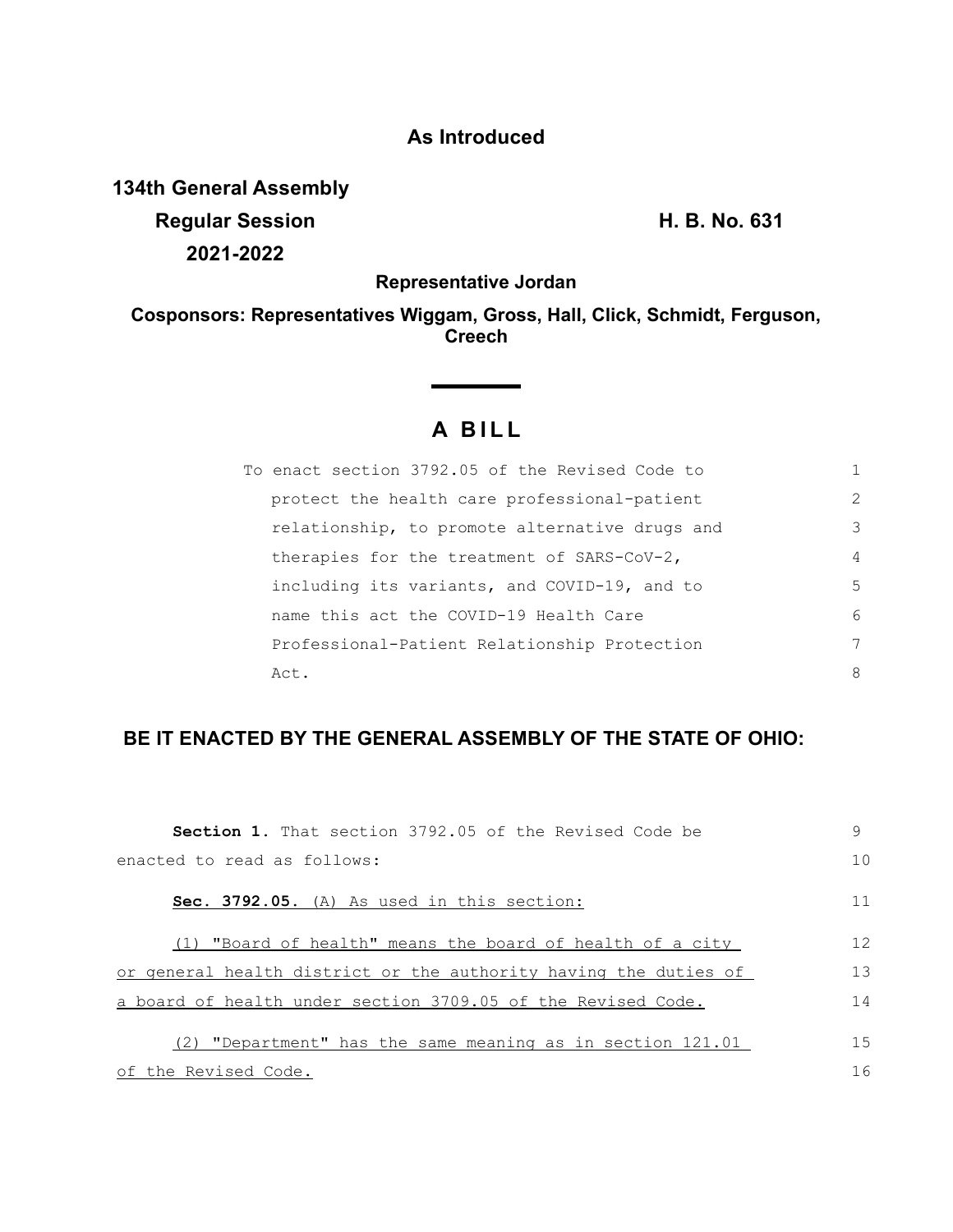**As Introduced**

**134th General Assembly**
**Regular Session** **H. B. No. 631**
**2021-2022**

**Representative Jordan**

**Cosponsors: Representatives Wiggam, Gross, Hall, Click, Schmidt, Ferguson, Creech**

# A BILL

To enact section 3792.05 of the Revised Code to protect the health care professional-patient relationship, to promote alternative drugs and therapies for the treatment of SARS-CoV-2, including its variants, and COVID-19, and to name this act the COVID-19 Health Care Professional-Patient Relationship Protection Act.

**BE IT ENACTED BY THE GENERAL ASSEMBLY OF THE STATE OF OHIO:**

**Section 1.** That section 3792.05 of the Revised Code be enacted to read as follows:

**Sec. 3792.05.** (A) As used in this section:

(1) "Board of health" means the board of health of a city or general health district or the authority having the duties of a board of health under section 3709.05 of the Revised Code.

(2) "Department" has the same meaning as in section 121.01 of the Revised Code.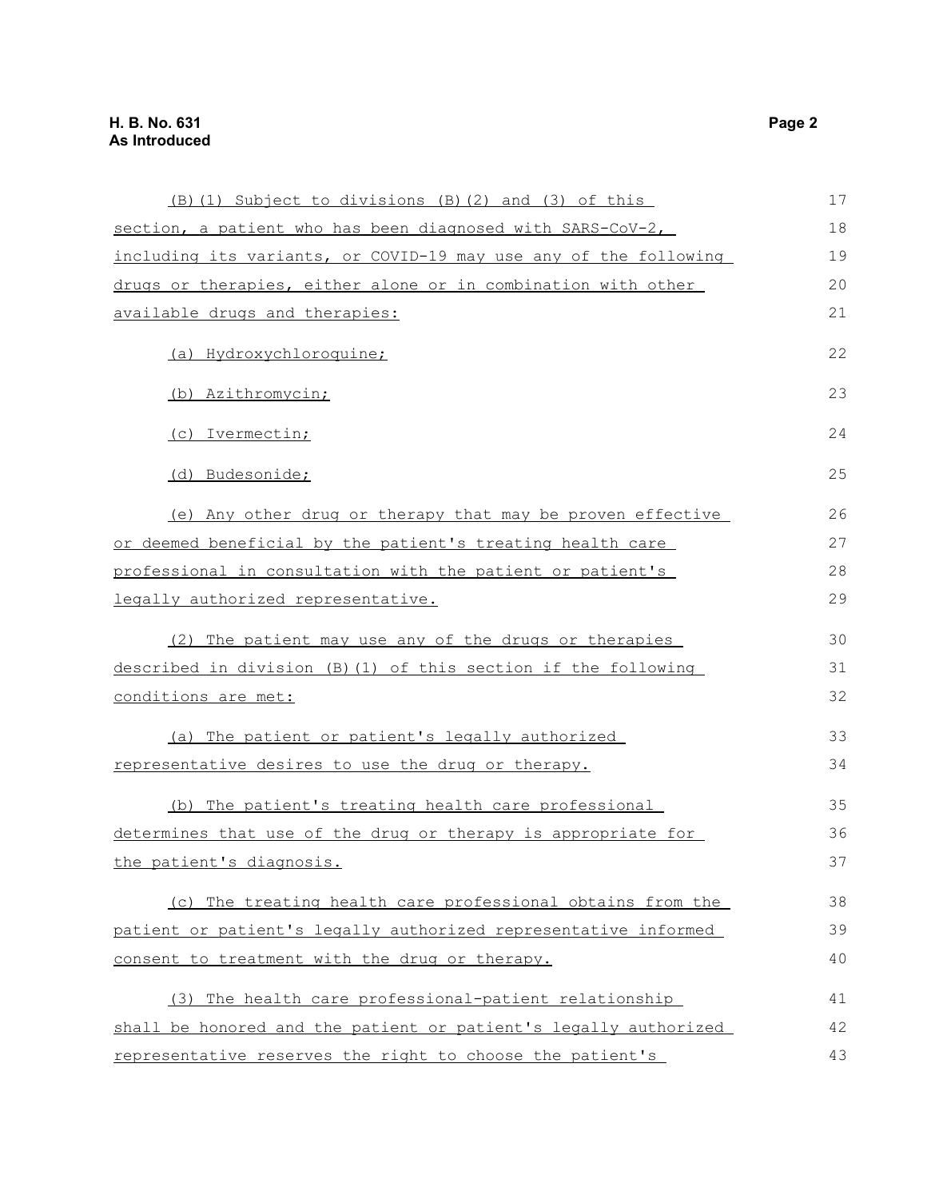(B)(1) Subject to divisions (B)(2) and (3) of this section, a patient who has been diagnosed with SARS-CoV-2, including its variants, or COVID-19 may use any of the following drugs or therapies, either alone or in combination with other available drugs and therapies:

(a) Hydroxychloroquine;

(b) Azithromycin;

(c) Ivermectin;

(d) Budesonide;

(e) Any other drug or therapy that may be proven effective or deemed beneficial by the patient's treating health care professional in consultation with the patient or patient's legally authorized representative.

(2) The patient may use any of the drugs or therapies described in division (B)(1) of this section if the following conditions are met:

(a) The patient or patient's legally authorized representative desires to use the drug or therapy.

(b) The patient's treating health care professional determines that use of the drug or therapy is appropriate for the patient's diagnosis.

(c) The treating health care professional obtains from the patient or patient's legally authorized representative informed consent to treatment with the drug or therapy.

(3) The health care professional-patient relationship shall be honored and the patient or patient's legally authorized representative reserves the right to choose the patient's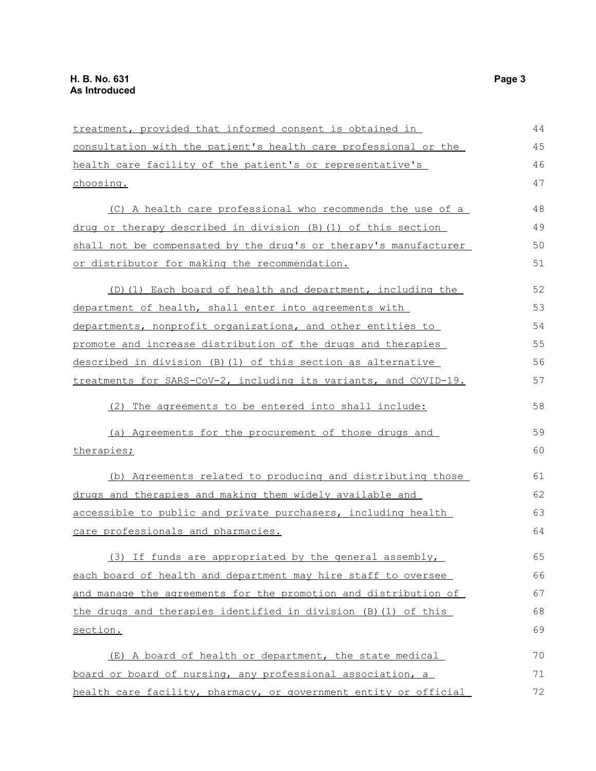treatment, provided that informed consent is obtained in consultation with the patient's health care professional or the health care facility of the patient's or representative's choosing.

(C) A health care professional who recommends the use of a drug or therapy described in division (B)(1) of this section shall not be compensated by the drug's or therapy's manufacturer or distributor for making the recommendation.

(D)(1) Each board of health and department, including the department of health, shall enter into agreements with departments, nonprofit organizations, and other entities to promote and increase distribution of the drugs and therapies described in division (B)(1) of this section as alternative treatments for SARS-CoV-2, including its variants, and COVID-19.

(2) The agreements to be entered into shall include:

(a) Agreements for the procurement of those drugs and therapies;

(b) Agreements related to producing and distributing those drugs and therapies and making them widely available and accessible to public and private purchasers, including health care professionals and pharmacies.

(3) If funds are appropriated by the general assembly, each board of health and department may hire staff to oversee and manage the agreements for the promotion and distribution of the drugs and therapies identified in division (B)(1) of this section.

(E) A board of health or department, the state medical board or board of nursing, any professional association, a health care facility, pharmacy, or government entity or official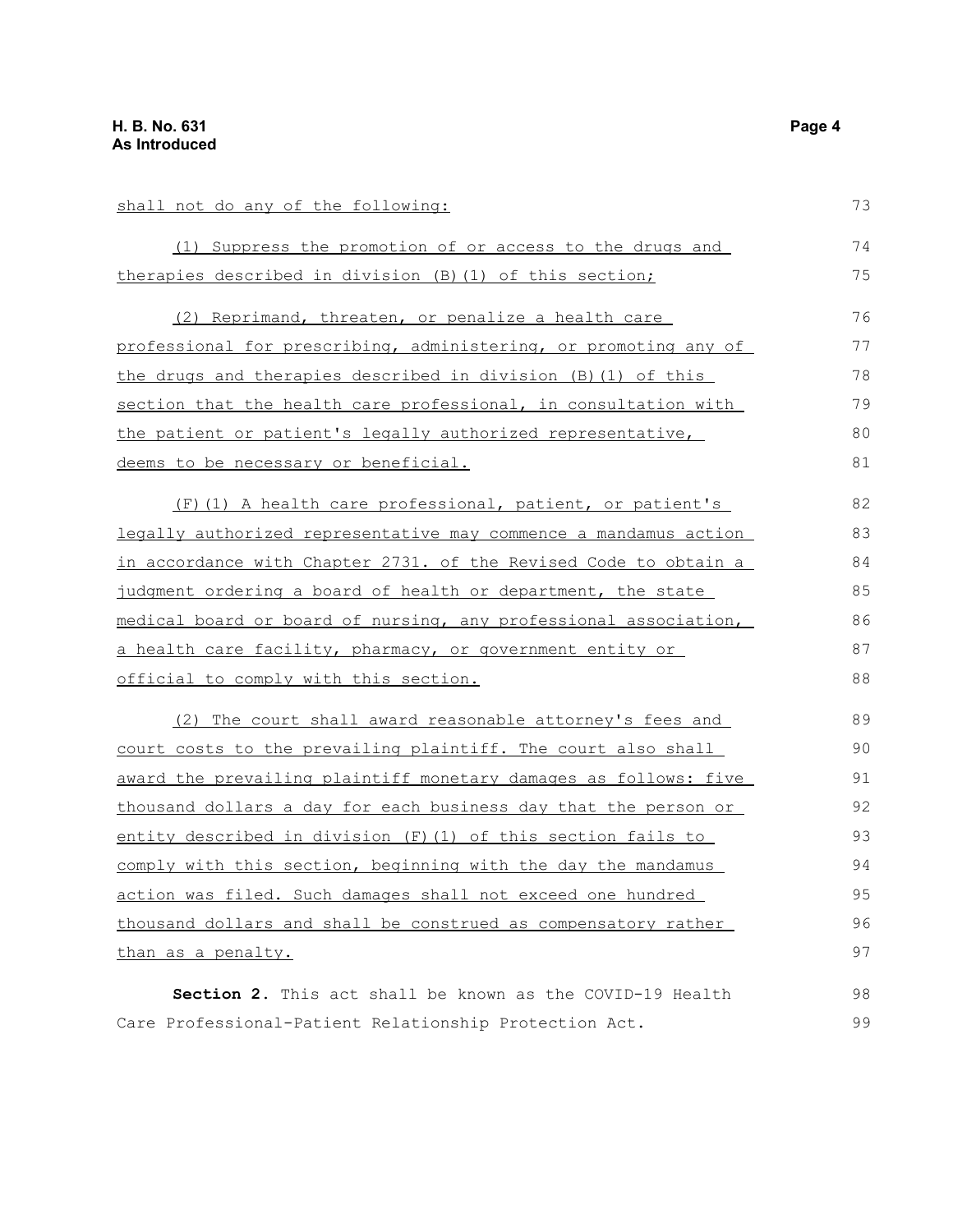shall not do any of the following:

(1) Suppress the promotion of or access to the drugs and therapies described in division (B)(1) of this section;

(2) Reprimand, threaten, or penalize a health care professional for prescribing, administering, or promoting any of the drugs and therapies described in division (B)(1) of this section that the health care professional, in consultation with the patient or patient's legally authorized representative, deems to be necessary or beneficial.

(F)(1) A health care professional, patient, or patient's legally authorized representative may commence a mandamus action in accordance with Chapter 2731. of the Revised Code to obtain a judgment ordering a board of health or department, the state medical board or board of nursing, any professional association, a health care facility, pharmacy, or government entity or official to comply with this section.

(2) The court shall award reasonable attorney's fees and court costs to the prevailing plaintiff. The court also shall award the prevailing plaintiff monetary damages as follows: five thousand dollars a day for each business day that the person or entity described in division (F)(1) of this section fails to comply with this section, beginning with the day the mandamus action was filed. Such damages shall not exceed one hundred thousand dollars and shall be construed as compensatory rather than as a penalty.

**Section 2.** This act shall be known as the COVID-19 Health Care Professional-Patient Relationship Protection Act.